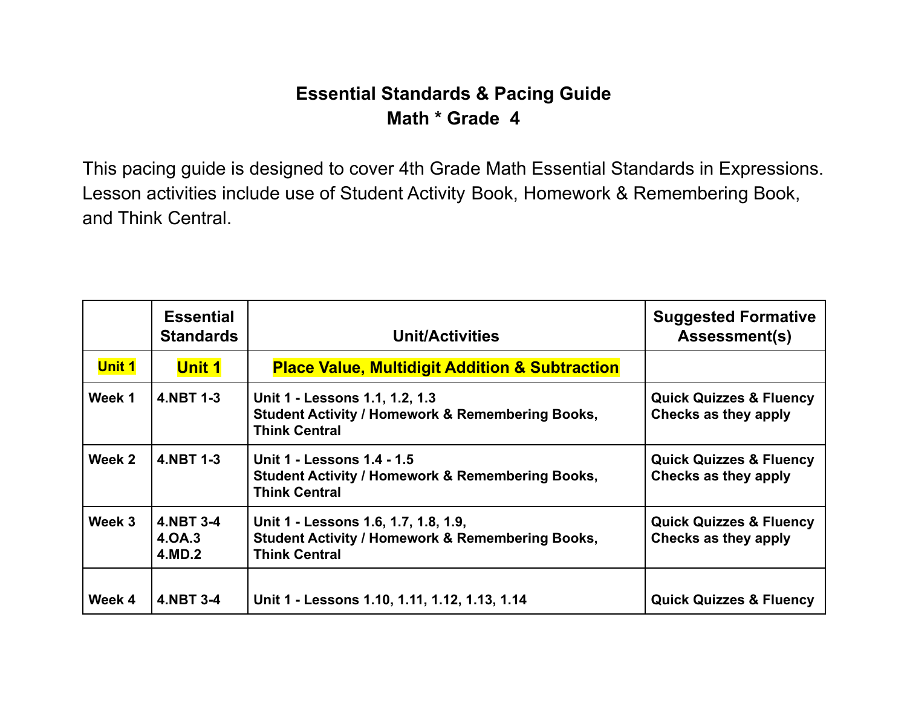# Essential Standards & Pacing Guide
## Math * Grade 4

This pacing guide is designed to cover 4th Grade Math Essential Standards in Expressions. Lesson activities include use of Student Activity Book, Homework & Remembering Book, and Think Central.

| | Essential Standards | Unit/Activities | Suggested Formative Assessment(s) |
|---|---|---|---|
| **Unit 1** | **Unit 1** | **Place Value, Multidigit Addition & Subtraction** | |
| **Week 1** | **4.NBT 1-3** | **Unit 1 - Lessons 1.1, 1.2, 1.3**<br>**Student Activity / Homework & Remembering Books, Think Central** | **Quick Quizzes & Fluency Checks as they apply** |
| **Week 2** | **4.NBT 1-3** | **Unit 1 - Lessons 1.4 - 1.5**<br>**Student Activity / Homework & Remembering Books, Think Central** | **Quick Quizzes & Fluency Checks as they apply** |
| **Week 3** | **4.NBT 3-4**<br>**4.OA.3**<br>**4.MD.2** | **Unit 1 - Lessons 1.6, 1.7, 1.8, 1.9,**<br>**Student Activity / Homework & Remembering Books, Think Central** | **Quick Quizzes & Fluency Checks as they apply** |
| **Week 4** | **4.NBT 3-4** | **Unit 1 - Lessons 1.10, 1.11, 1.12, 1.13, 1.14** | **Quick Quizzes & Fluency** |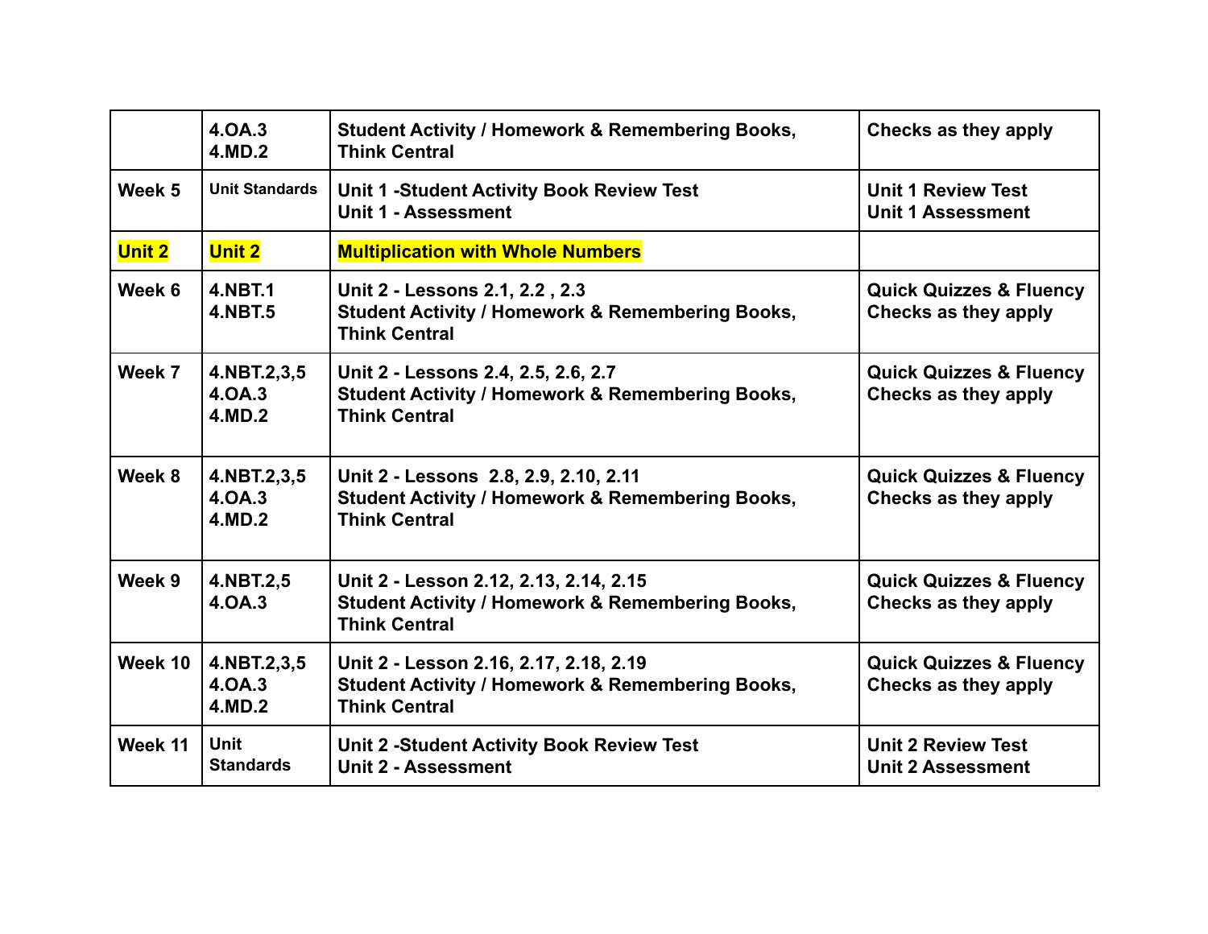| | | | |
|---|---|---|---|
| | 4.OA.3<br>4.MD.2 | Student Activity / Homework & Remembering Books, Think Central | Checks as they apply |
| Week 5 | Unit Standards | Unit 1 -Student Activity Book Review Test<br>Unit 1 - Assessment | Unit 1 Review Test<br>Unit 1 Assessment |
| Unit 2 | Unit 2 | Multiplication with Whole Numbers | |
| Week 6 | 4.NBT.1<br>4.NBT.5 | Unit 2 - Lessons 2.1, 2.2 , 2.3<br>Student Activity / Homework & Remembering Books, Think Central | Quick Quizzes & Fluency Checks as they apply |
| Week 7 | 4.NBT.2,3,5<br>4.OA.3<br>4.MD.2 | Unit 2 - Lessons 2.4, 2.5, 2.6, 2.7<br>Student Activity / Homework & Remembering Books, Think Central | Quick Quizzes & Fluency Checks as they apply |
| Week 8 | 4.NBT.2,3,5<br>4.OA.3<br>4.MD.2 | Unit 2 - Lessons 2.8, 2.9, 2.10, 2.11<br>Student Activity / Homework & Remembering Books, Think Central | Quick Quizzes & Fluency Checks as they apply |
| Week 9 | 4.NBT.2,5<br>4.OA.3 | Unit 2 - Lesson 2.12, 2.13, 2.14, 2.15<br>Student Activity / Homework & Remembering Books, Think Central | Quick Quizzes & Fluency Checks as they apply |
| Week 10 | 4.NBT.2,3,5<br>4.OA.3<br>4.MD.2 | Unit 2 - Lesson 2.16, 2.17, 2.18, 2.19<br>Student Activity / Homework & Remembering Books, Think Central | Quick Quizzes & Fluency Checks as they apply |
| Week 11 | Unit Standards | Unit 2 -Student Activity Book Review Test<br>Unit 2 - Assessment | Unit 2 Review Test<br>Unit 2 Assessment |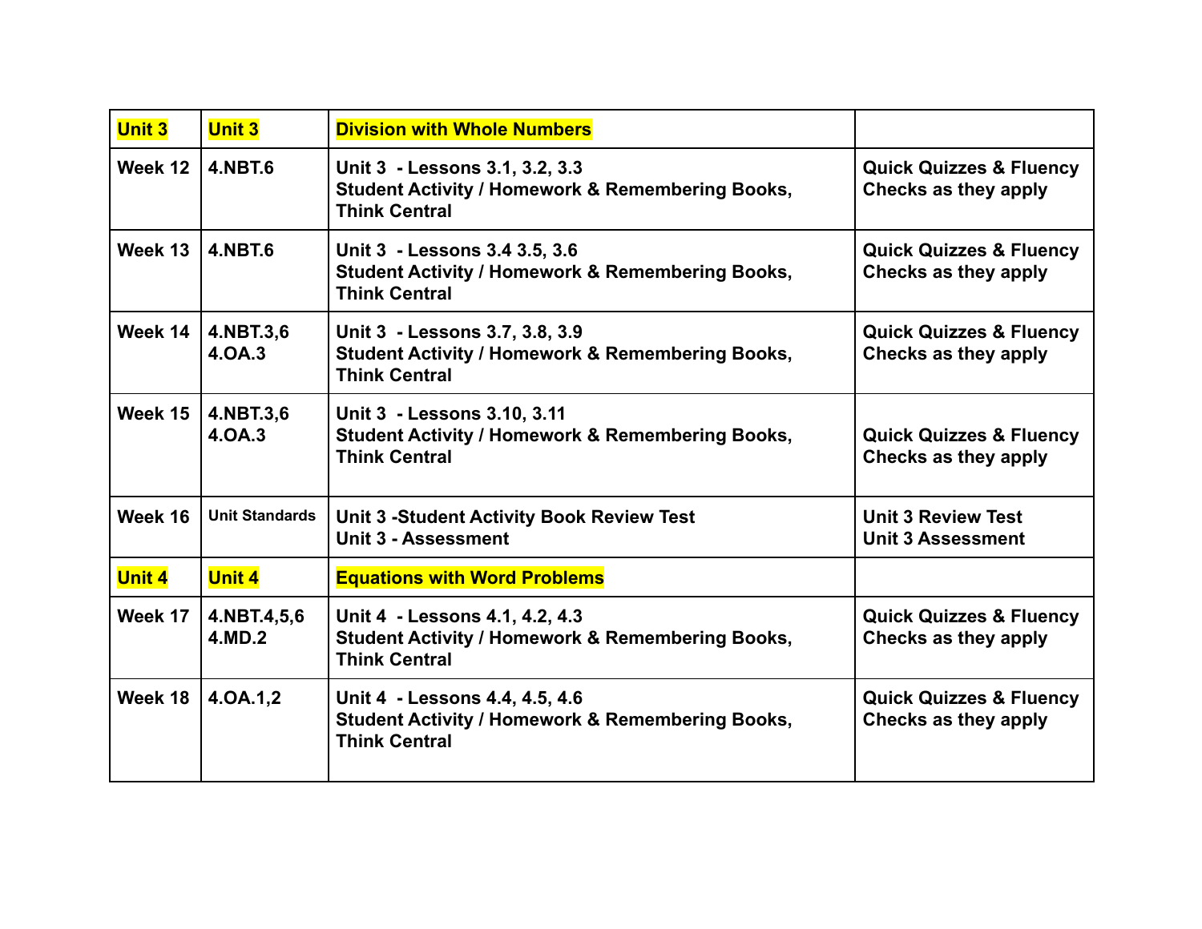| **Unit 3** | **Unit 3** | **Division with Whole Numbers** | |
|---|---|---|---|
| **Week 12** | **4.NBT.6** | **Unit 3 - Lessons 3.1, 3.2, 3.3**<br>**Student Activity / Homework & Remembering Books, Think Central** | **Quick Quizzes & Fluency Checks as they apply** |
| **Week 13** | **4.NBT.6** | **Unit 3 - Lessons 3.4 3.5, 3.6**<br>**Student Activity / Homework & Remembering Books, Think Central** | **Quick Quizzes & Fluency Checks as they apply** |
| **Week 14** | **4.NBT.3,6**<br>**4.OA.3** | **Unit 3 - Lessons 3.7, 3.8, 3.9**<br>**Student Activity / Homework & Remembering Books, Think Central** | **Quick Quizzes & Fluency Checks as they apply** |
| **Week 15** | **4.NBT.3,6**<br>**4.OA.3** | **Unit 3 - Lessons 3.10, 3.11**<br>**Student Activity / Homework & Remembering Books, Think Central** | **Quick Quizzes & Fluency Checks as they apply** |
| **Week 16** | **Unit Standards** | **Unit 3 -Student Activity Book Review Test**<br>**Unit 3 - Assessment** | **Unit 3 Review Test**<br>**Unit 3 Assessment** |
| **Unit 4** | **Unit 4** | **Equations with Word Problems** | |
| **Week 17** | **4.NBT.4,5,6**<br>**4.MD.2** | **Unit 4 - Lessons 4.1, 4.2, 4.3**<br>**Student Activity / Homework & Remembering Books, Think Central** | **Quick Quizzes & Fluency Checks as they apply** |
| **Week 18** | **4.OA.1,2** | **Unit 4 - Lessons 4.4, 4.5, 4.6**<br>**Student Activity / Homework & Remembering Books, Think Central** | **Quick Quizzes & Fluency Checks as they apply** |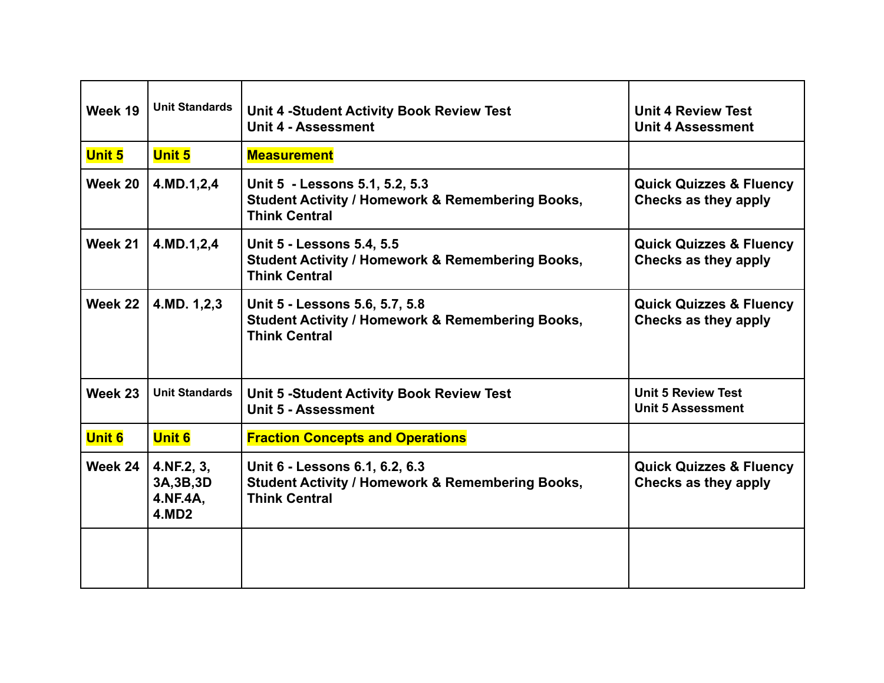| Week 19 | Unit Standards | Unit 4 -Student Activity Book Review Test<br>Unit 4 - Assessment | Unit 4 Review Test<br>Unit 4 Assessment |
|---|---|---|---|
| **Unit 5** | **Unit 5** | **Measurement** | |
| Week 20 | 4.MD.1,2,4 | Unit 5 - Lessons 5.1, 5.2, 5.3<br>Student Activity / Homework & Remembering Books, Think Central | Quick Quizzes & Fluency Checks as they apply |
| Week 21 | 4.MD.1,2,4 | Unit 5 - Lessons 5.4, 5.5<br>Student Activity / Homework & Remembering Books, Think Central | Quick Quizzes & Fluency Checks as they apply |
| Week 22 | 4.MD. 1,2,3 | Unit 5 - Lessons 5.6, 5.7, 5.8<br>Student Activity / Homework & Remembering Books, Think Central | Quick Quizzes & Fluency Checks as they apply |
| Week 23 | Unit Standards | Unit 5 -Student Activity Book Review Test<br>Unit 5 - Assessment | Unit 5 Review Test<br>Unit 5 Assessment |
| **Unit 6** | **Unit 6** | **Fraction Concepts and Operations** | |
| Week 24 | 4.NF.2, 3, 3A,3B,3D 4.NF.4A, 4.MD2 | Unit 6 - Lessons 6.1, 6.2, 6.3<br>Student Activity / Homework & Remembering Books, Think Central | Quick Quizzes & Fluency Checks as they apply |
| | | | |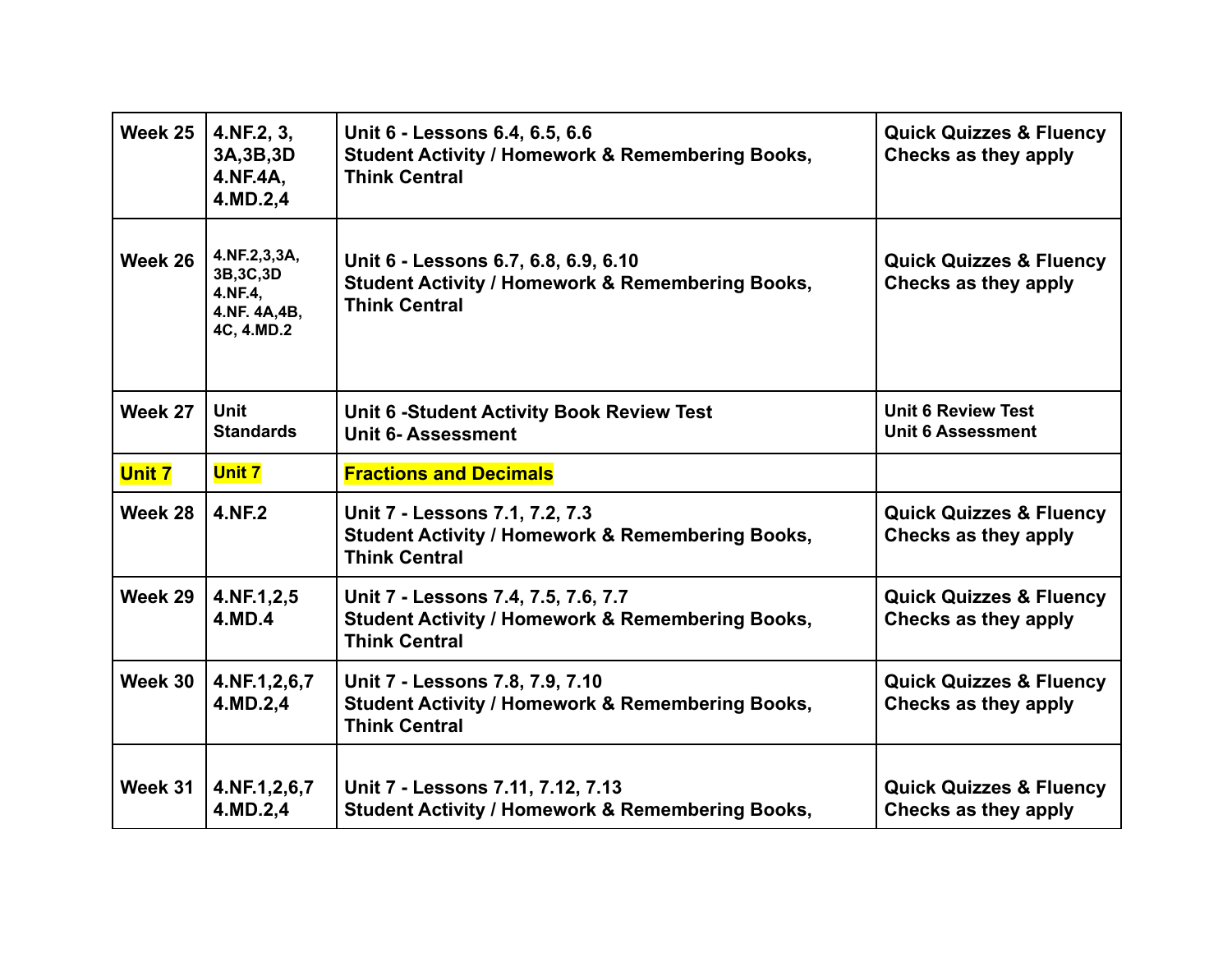| Week 25 | 4.NF.2, 3, 3A,3B,3D 4.NF.4A, 4.MD.2,4 | Unit 6 - Lessons 6.4, 6.5, 6.6<br>Student Activity / Homework & Remembering Books, Think Central | Quick Quizzes & Fluency Checks as they apply |
|---|---|---|---|
| Week 26 | 4.NF.2,3,3A, 3B,3C,3D 4.NF.4, 4.NF. 4A,4B, 4C, 4.MD.2 | Unit 6 - Lessons 6.7, 6.8, 6.9, 6.10<br>Student Activity / Homework & Remembering Books, Think Central | Quick Quizzes & Fluency Checks as they apply |
| Week 27 | Unit Standards | Unit 6 -Student Activity Book Review Test<br>Unit 6- Assessment | Unit 6 Review Test<br>Unit 6 Assessment |
| Unit 7 | Unit 7 | Fractions and Decimals | |
| Week 28 | 4.NF.2 | Unit 7 - Lessons 7.1, 7.2, 7.3<br>Student Activity / Homework & Remembering Books, Think Central | Quick Quizzes & Fluency Checks as they apply |
| Week 29 | 4.NF.1,2,5 4.MD.4 | Unit 7 - Lessons 7.4, 7.5, 7.6, 7.7<br>Student Activity / Homework & Remembering Books, Think Central | Quick Quizzes & Fluency Checks as they apply |
| Week 30 | 4.NF.1,2,6,7 4.MD.2,4 | Unit 7 - Lessons 7.8, 7.9, 7.10<br>Student Activity / Homework & Remembering Books, Think Central | Quick Quizzes & Fluency Checks as they apply |
| Week 31 | 4.NF.1,2,6,7 4.MD.2,4 | Unit 7 - Lessons 7.11, 7.12, 7.13<br>Student Activity / Homework & Remembering Books, | Quick Quizzes & Fluency Checks as they apply |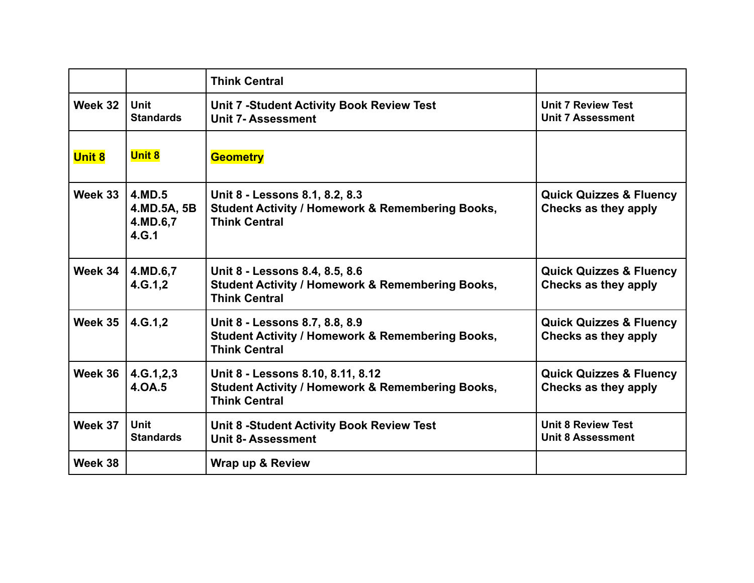| | | | |
|---|---|---|---|
| | | **Think Central** | |
| **Week 32** | **Unit Standards** | **Unit 7 -Student Activity Book Review Test**<br>**Unit 7- Assessment** | **Unit 7 Review Test**<br>**Unit 7 Assessment** |
| **Unit 8** | **Unit 8** | **Geometry** | |
| **Week 33** | **4.MD.5**<br>**4.MD.5A, 5B**<br>**4.MD.6,7**<br>**4.G.1** | **Unit 8 - Lessons 8.1, 8.2, 8.3**<br>**Student Activity / Homework & Remembering Books, Think Central** | **Quick Quizzes & Fluency Checks as they apply** |
| **Week 34** | **4.MD.6,7**<br>**4.G.1,2** | **Unit 8 - Lessons 8.4, 8.5, 8.6**<br>**Student Activity / Homework & Remembering Books, Think Central** | **Quick Quizzes & Fluency Checks as they apply** |
| **Week 35** | **4.G.1,2** | **Unit 8 - Lessons 8.7, 8.8, 8.9**<br>**Student Activity / Homework & Remembering Books, Think Central** | **Quick Quizzes & Fluency Checks as they apply** |
| **Week 36** | **4.G.1,2,3**<br>**4.OA.5** | **Unit 8 - Lessons 8.10, 8.11, 8.12**<br>**Student Activity / Homework & Remembering Books, Think Central** | **Quick Quizzes & Fluency Checks as they apply** |
| **Week 37** | **Unit Standards** | **Unit 8 -Student Activity Book Review Test**<br>**Unit 8- Assessment** | **Unit 8 Review Test**<br>**Unit 8 Assessment** |
| **Week 38** | | **Wrap up & Review** | |